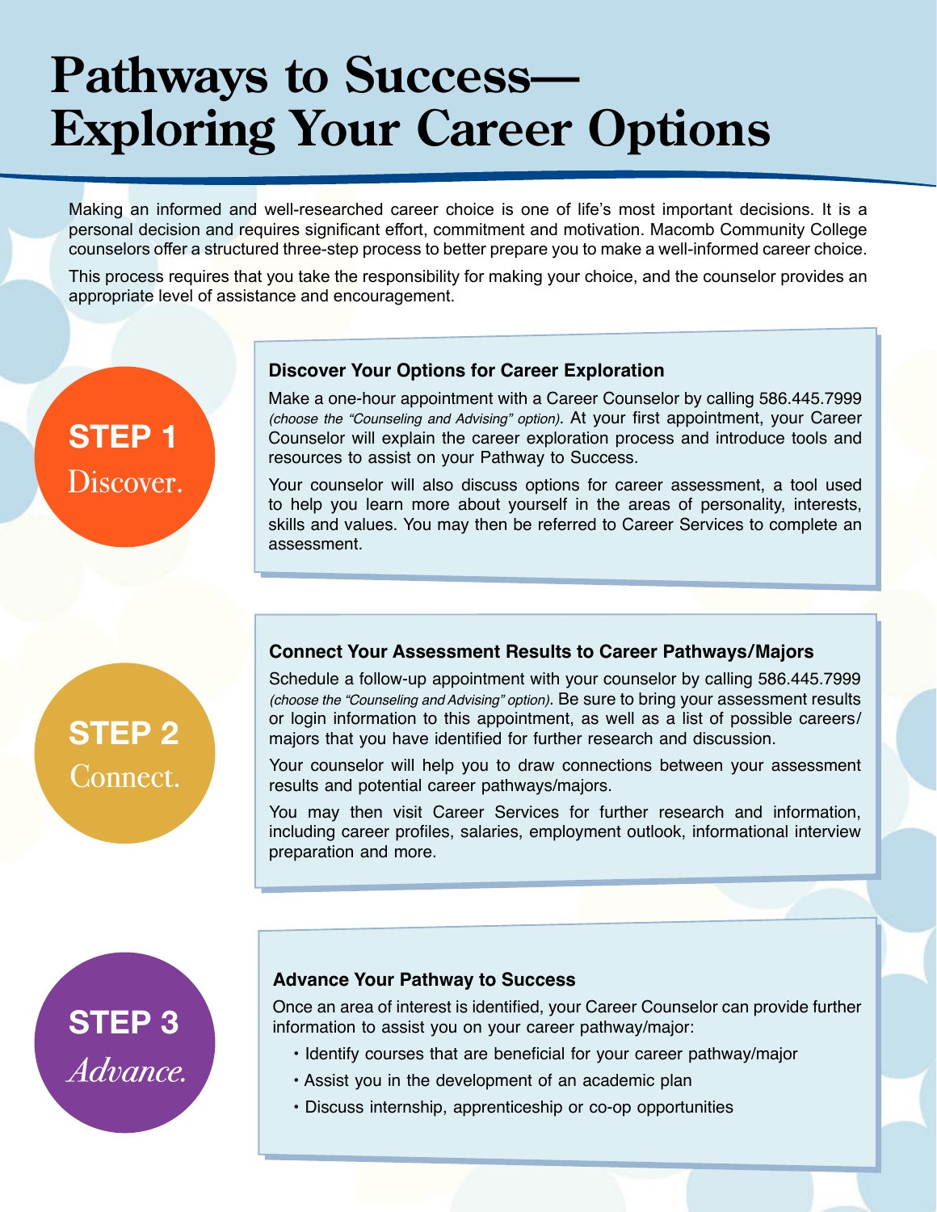# Pathways to Success—Exploring Your Career Options

Making an informed and well-researched career choice is one of life's most important decisions. It is a personal decision and requires significant effort, commitment and motivation. Macomb Community College counselors offer a structured three-step process to better prepare you to make a well-informed career choice.

This process requires that you take the responsibility for making your choice, and the counselor provides an appropriate level of assistance and encouragement.

## STEP 1 Discover.

### Discover Your Options for Career Exploration

Make a one-hour appointment with a Career Counselor by calling 586.445.7999 *(choose the "Counseling and Advising" option)*. At your first appointment, your Career Counselor will explain the career exploration process and introduce tools and resources to assist on your Pathway to Success.

Your counselor will also discuss options for career assessment, a tool used to help you learn more about yourself in the areas of personality, interests, skills and values. You may then be referred to Career Services to complete an assessment.

## STEP 2 Connect.

### Connect Your Assessment Results to Career Pathways/Majors

Schedule a follow-up appointment with your counselor by calling 586.445.7999 *(choose the "Counseling and Advising" option)*. Be sure to bring your assessment results or login information to this appointment, as well as a list of possible careers/majors that you have identified for further research and discussion.

Your counselor will help you to draw connections between your assessment results and potential career pathways/majors.

You may then visit Career Services for further research and information, including career profiles, salaries, employment outlook, informational interview preparation and more.

## STEP 3 *Advance.*

### Advance Your Pathway to Success

Once an area of interest is identified, your Career Counselor can provide further information to assist you on your career pathway/major:

- Identify courses that are beneficial for your career pathway/major
- Assist you in the development of an academic plan
- Discuss internship, apprenticeship or co-op opportunities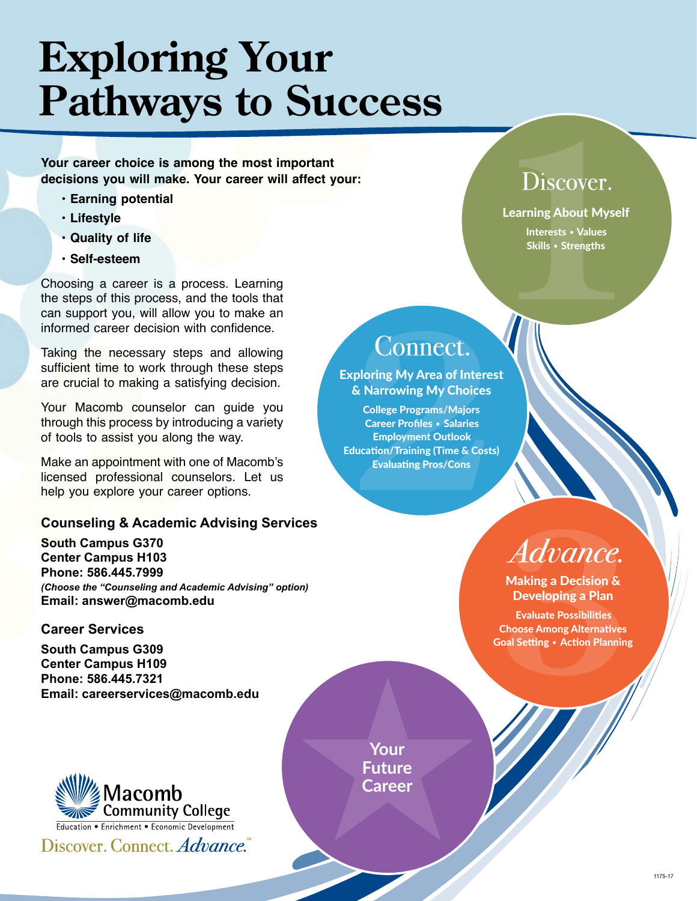# Exploring Your Pathways to Success

**Your career choice is among the most important decisions you will make. Your career will affect your:**

- **Earning potential**
- **Lifestyle**
- **Quality of life**
- **Self-esteem**

Choosing a career is a process. Learning the steps of this process, and the tools that can support you, will allow you to make an informed career decision with confidence.

Taking the necessary steps and allowing sufficient time to work through these steps are crucial to making a satisfying decision.

Your Macomb counselor can guide you through this process by introducing a variety of tools to assist you along the way.

Make an appointment with one of Macomb's licensed professional counselors. Let us help you explore your career options.

### Counseling & Academic Advising Services

**South Campus G370**
**Center Campus H103**
**Phone: 586.445.7999**
***(Choose the "Counseling and Academic Advising" option)***
**Email: answer@macomb.edu**

### Career Services

**South Campus G309**
**Center Campus H109**
**Phone: 586.445.7321**
**Email: careerservices@macomb.edu**

## 1 Discover.

**Learning About Myself**

Interests • Values
Skills • Strengths

## 2 Connect.

**Exploring My Area of Interest & Narrowing My Choices**

College Programs/Majors
Career Profiles • Salaries
Employment Outlook
Education/Training (Time & Costs)
Evaluating Pros/Cons

## 3 *Advance.*

**Making a Decision & Developing a Plan**

Evaluate Possibilities
Choose Among Alternatives
Goal Setting • Action Planning

**Your Future Career**

Macomb Community College
Education • Enrichment • Economic Development
Discover. Connect. *Advance.*℠

1175-17